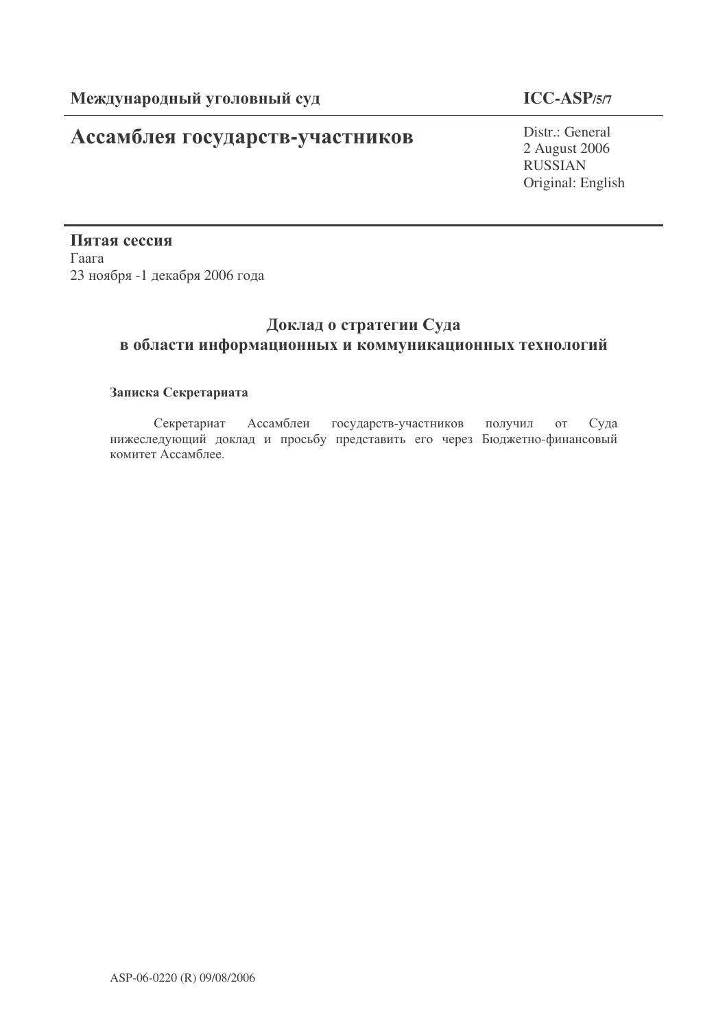**Международный уголовный суд** **ICC-ASP/5/7**

# Ассамблея государств-участников

Distr.: General
2 August 2006
RUSSIAN
Original: English

**Пятая сессия**
Гаага
23 ноября -1 декабря 2006 года

## Доклад о стратегии Суда в области информационных и коммуникационных технологий

**Записка Секретариата**

Секретариат Ассамблеи государств-участников получил от Суда нижеследующий доклад и просьбу представить его через Бюджетно-финансовый комитет Ассамблее.

ASP-06-0220 (R) 09/08/2006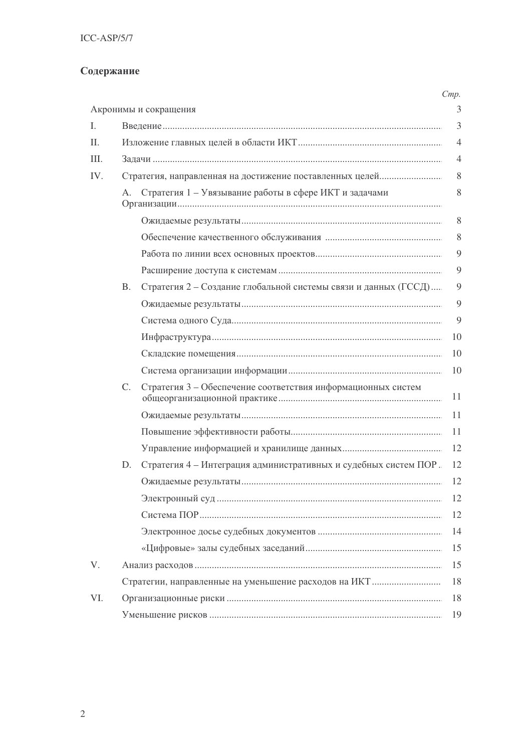## Содержание

| | | *Стр.* |
|---|---|---|
| Акронимы и сокращения | | 3 |
| I. | Введение | 3 |
| II. | Изложение главных целей в области ИКТ | 4 |
| III. | Задачи | 4 |
| IV. | Стратегия, направленная на достижение поставленных целей | 8 |
| | A. Стратегия 1 – Увязывание работы в сфере ИКТ и задачами Организации | 8 |
| | Ожидаемые результаты | 8 |
| | Обеспечение качественного обслуживания | 8 |
| | Работа по линии всех основных проектов | 9 |
| | Расширение доступа к системам | 9 |
| | B. Стратегия 2 – Создание глобальной системы связи и данных (ГССД) | 9 |
| | Ожидаемые результаты | 9 |
| | Система одного Суда | 9 |
| | Инфраструктура | 10 |
| | Складские помещения | 10 |
| | Система организации информации | 10 |
| | C. Стратегия 3 – Обеспечение соответствия информационных систем общеорганизационной практике | 11 |
| | Ожидаемые результаты | 11 |
| | Повышение эффективности работы | 11 |
| | Управление информацией и хранилище данных | 12 |
| | D. Стратегия 4 – Интеграция административных и судебных систем ПОР | 12 |
| | Ожидаемые результаты | 12 |
| | Электронный суд | 12 |
| | Система ПОР | 12 |
| | Электронное досье судебных документов | 14 |
| | «Цифровые» залы судебных заседаний | 15 |
| V. | Анализ расходов | 15 |
| | Стратегии, направленные на уменьшение расходов на ИКТ | 18 |
| VI. | Организационные риски | 18 |
| | Уменьшение рисков | 19 |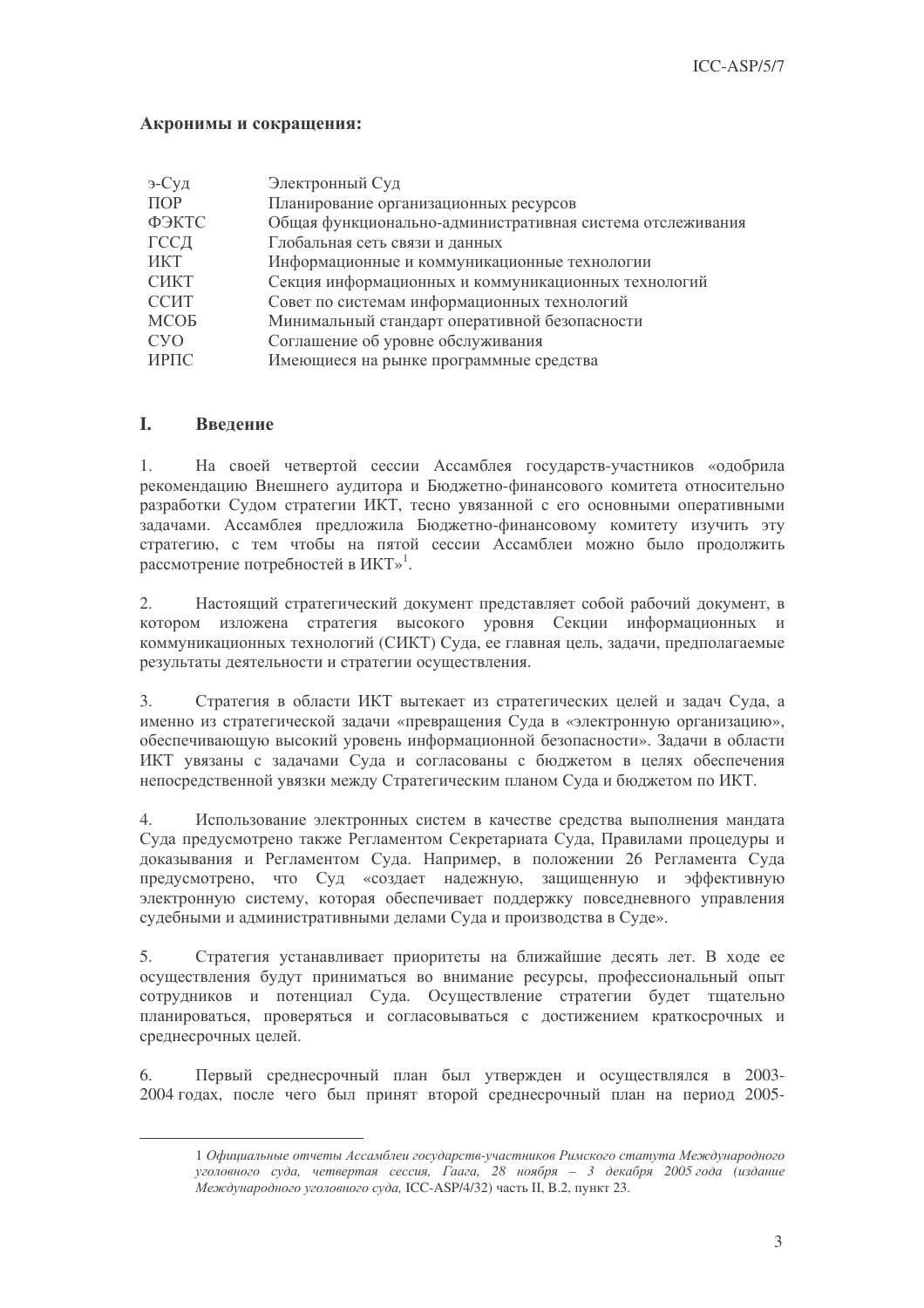**Акронимы и сокращения:**

| | |
|---|---|
| э-Суд | Электронный Суд |
| ПОР | Планирование организационных ресурсов |
| ФЭКТС | Общая функционально-административная система отслеживания |
| ГССД | Глобальная сеть связи и данных |
| ИКТ | Информационные и коммуникационные технологии |
| СИКТ | Секция информационных и коммуникационных технологий |
| ССИТ | Совет по системам информационных технологий |
| МСОБ | Минимальный стандарт оперативной безопасности |
| СУО | Соглашение об уровне обслуживания |
| ИРПС | Имеющиеся на рынке программные средства |

## I. Введение

1. На своей четвертой сессии Ассамблея государств-участников «одобрила рекомендацию Внешнего аудитора и Бюджетно-финансового комитета относительно разработки Судом стратегии ИКТ, тесно увязанной с его основными оперативными задачами. Ассамблея предложила Бюджетно-финансовому комитету изучить эту стратегию, с тем чтобы на пятой сессии Ассамблеи можно было продолжить рассмотрение потребностей в ИКТ»[1].

2. Настоящий стратегический документ представляет собой рабочий документ, в котором изложена стратегия высокого уровня Секции информационных и коммуникационных технологий (СИКТ) Суда, ее главная цель, задачи, предполагаемые результаты деятельности и стратегии осуществления.

3. Стратегия в области ИКТ вытекает из стратегических целей и задач Суда, а именно из стратегической задачи «превращения Суда в «электронную организацию», обеспечивающую высокий уровень информационной безопасности». Задачи в области ИКТ увязаны с задачами Суда и согласованы с бюджетом в целях обеспечения непосредственной увязки между Стратегическим планом Суда и бюджетом по ИКТ.

4. Использование электронных систем в качестве средства выполнения мандата Суда предусмотрено также Регламентом Секретариата Суда, Правилами процедуры и доказывания и Регламентом Суда. Например, в положении 26 Регламента Суда предусмотрено, что Суд «создает надежную, защищенную и эффективную электронную систему, которая обеспечивает поддержку повседневного управления судебными и административными делами Суда и производства в Суде».

5. Стратегия устанавливает приоритеты на ближайшие десять лет. В ходе ее осуществления будут приниматься во внимание ресурсы, профессиональный опыт сотрудников и потенциал Суда. Осуществление стратегии будет тщательно планироваться, проверяться и согласовываться с достижением краткосрочных и среднесрочных целей.

6. Первый среднесрочный план был утвержден и осуществлялся в 2003-2004 годах, после чего был принят второй среднесрочный план на период 2005-

---

1 *Официальные отчеты Ассамблеи государств-участников Римского статута Международного уголовного суда, четвертая сессия, Гаага, 28 ноября – 3 декабря 2005 года (издание Международного уголовного суда,* ICC-ASP/4/32) часть II, B.2, пункт 23.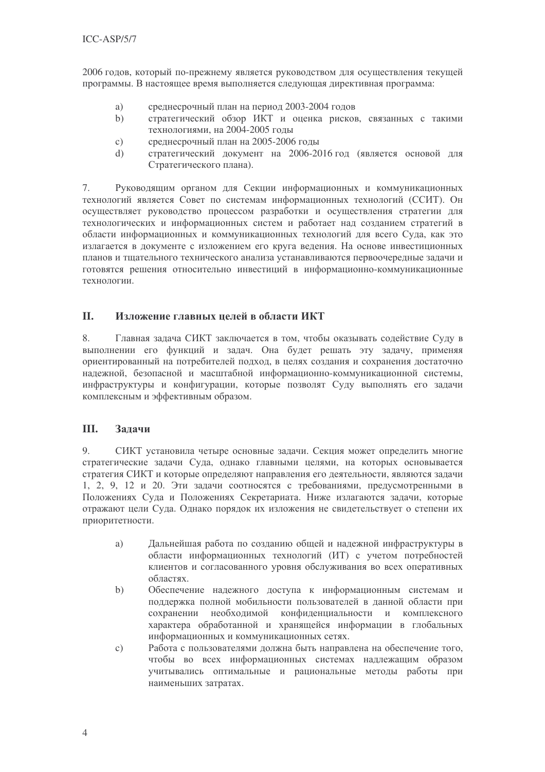2006 годов, который по-прежнему является руководством для осуществления текущей программы. В настоящее время выполняется следующая директивная программа:

a) среднесрочный план на период 2003-2004 годов
b) стратегический обзор ИКТ и оценка рисков, связанных с такими технологиями, на 2004-2005 годы
c) среднесрочный план на 2005-2006 годы
d) стратегический документ на 2006-2016 год (является основой для Стратегического плана).

7. Руководящим органом для Секции информационных и коммуникационных технологий является Совет по системам информационных технологий (ССИТ). Он осуществляет руководство процессом разработки и осуществления стратегии для технологических и информационных систем и работает над созданием стратегий в области информационных и коммуникационных технологий для всего Суда, как это излагается в документе с изложением его круга ведения. На основе инвестиционных планов и тщательного технического анализа устанавливаются первоочередные задачи и готовятся решения относительно инвестиций в информационно-коммуникационные технологии.

## II. Изложение главных целей в области ИКТ

8. Главная задача СИКТ заключается в том, чтобы оказывать содействие Суду в выполнении его функций и задач. Она будет решать эту задачу, применяя ориентированный на потребителей подход, в целях создания и сохранения достаточно надежной, безопасной и масштабной информационно-коммуникационной системы, инфраструктуры и конфигурации, которые позволят Суду выполнять его задачи комплексным и эффективным образом.

## III. Задачи

9. СИКТ установила четыре основные задачи. Секция может определить многие стратегические задачи Суда, однако главными целями, на которых основывается стратегия СИКТ и которые определяют направления его деятельности, являются задачи 1, 2, 9, 12 и 20. Эти задачи соотносятся с требованиями, предусмотренными в Положениях Суда и Положениях Секретариата. Ниже излагаются задачи, которые отражают цели Суда. Однако порядок их изложения не свидетельствует о степени их приоритетности.

a) Дальнейшая работа по созданию общей и надежной инфраструктуры в области информационных технологий (ИТ) с учетом потребностей клиентов и согласованного уровня обслуживания во всех оперативных областях.
b) Обеспечение надежного доступа к информационным системам и поддержка полной мобильности пользователей в данной области при сохранении необходимой конфиденциальности и комплексного характера обработанной и хранящейся информации в глобальных информационных и коммуникационных сетях.
c) Работа с пользователями должна быть направлена на обеспечение того, чтобы во всех информационных системах надлежащим образом учитывались оптимальные и рациональные методы работы при наименьших затратах.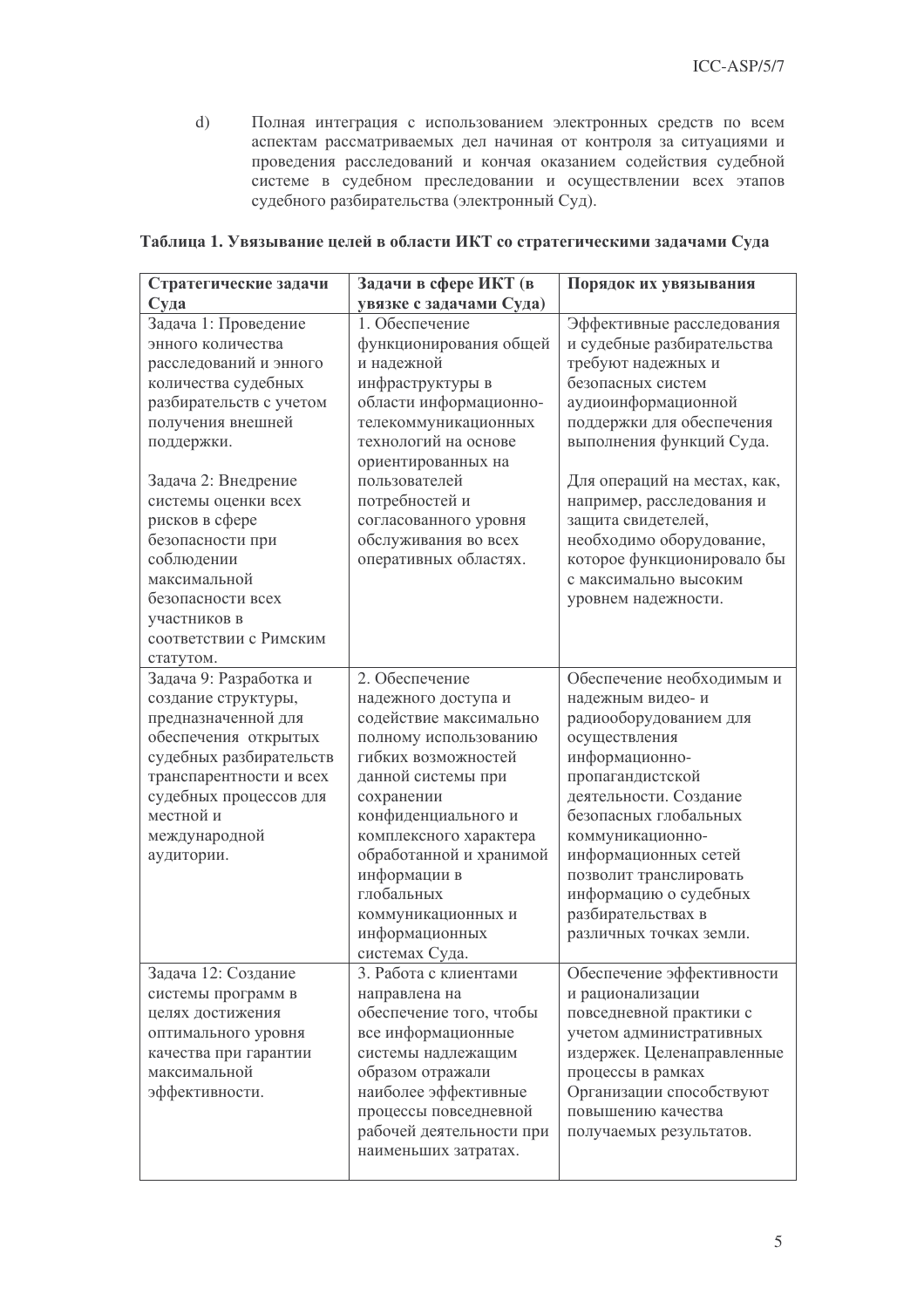d) Полная интеграция с использованием электронных средств по всем аспектам рассматриваемых дел начиная от контроля за ситуациями и проведения расследований и кончая оказанием содействия судебной системе в судебном преследовании и осуществлении всех этапов судебного разбирательства (электронный Суд).

**Таблица 1. Увязывание целей в области ИКТ со стратегическими задачами Суда**

| Стратегические задачи Суда | Задачи в сфере ИКТ (в увязке с задачами Суда) | Порядок их увязывания |
|---|---|---|
| Задача 1: Проведение энного количества расследований и энного количества судебных разбирательств с учетом получения внешней поддержки.<br><br>Задача 2: Внедрение системы оценки всех рисков в сфере безопасности при соблюдении максимальной безопасности всех участников в соответствии с Римским статутом. | 1. Обеспечение функционирования общей и надежной инфраструктуры в области информационно-телекоммуникационных технологий на основе ориентированных на пользователей потребностей и согласованного уровня обслуживания во всех оперативных областях. | Эффективные расследования и судебные разбирательства требуют надежных и безопасных систем аудиоинформационной поддержки для обеспечения выполнения функций Суда.<br><br>Для операций на местах, как, например, расследования и защита свидетелей, необходимо оборудование, которое функционировало бы с максимально высоким уровнем надежности. |
| Задача 9: Разработка и создание структуры, предназначенной для обеспечения открытых судебных разбирательств транспарентности и всех судебных процессов для местной и международной аудитории. | 2. Обеспечение надежного доступа и содействие максимально полному использованию гибких возможностей данной системы при сохранении конфиденциального и комплексного характера обработанной и хранимой информации в глобальных коммуникационных и информационных системах Суда. | Обеспечение необходимым и надежным видео- и радиооборудованием для осуществления информационно-пропагандистской деятельности. Создание безопасных глобальных коммуникационно-информационных сетей позволит транслировать информацию о судебных разбирательствах в различных точках земли. |
| Задача 12: Создание системы программ в целях достижения оптимального уровня качества при гарантии максимальной эффективности. | 3. Работа с клиентами направлена на обеспечение того, чтобы все информационные системы надлежащим образом отражали наиболее эффективные процессы повседневной рабочей деятельности при наименьших затратах. | Обеспечение эффективности и рационализации повседневной практики с учетом административных издержек. Целенаправленные процессы в рамках Организации способствуют повышению качества получаемых результатов. |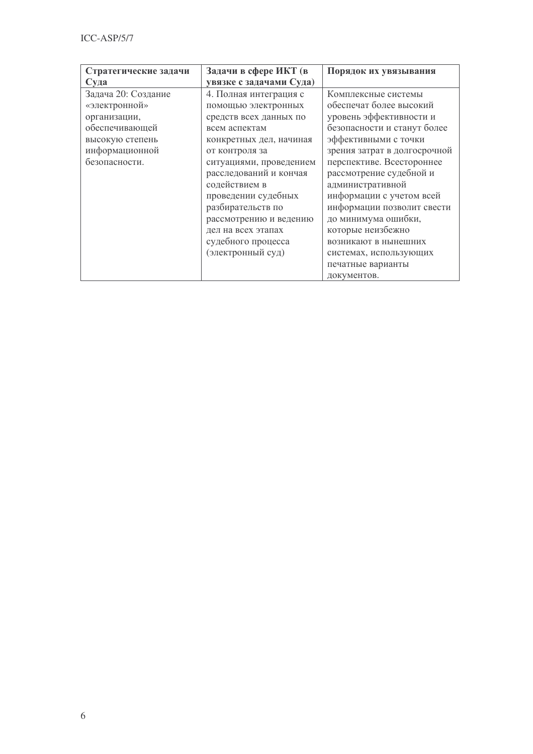| Стратегические задачи Суда | Задачи в сфере ИКТ (в увязке с задачами Суда) | Порядок их увязывания |
|---|---|---|
| Задача 20: Создание «электронной» организации, обеспечивающей высокую степень информационной безопасности. | 4. Полная интеграция с помощью электронных средств всех данных по всем аспектам конкретных дел, начиная от контроля за ситуациями, проведением расследований и кончая содействием в проведении судебных разбирательств по рассмотрению и ведению дел на всех этапах судебного процесса (электронный суд) | Комплексные системы обеспечат более высокий уровень эффективности и безопасности и станут более эффективными с точки зрения затрат в долгосрочной перспективе. Всестороннее рассмотрение судебной и административной информации с учетом всей информации позволит свести до минимума ошибки, которые неизбежно возникают в нынешних системах, использующих печатные варианты документов. |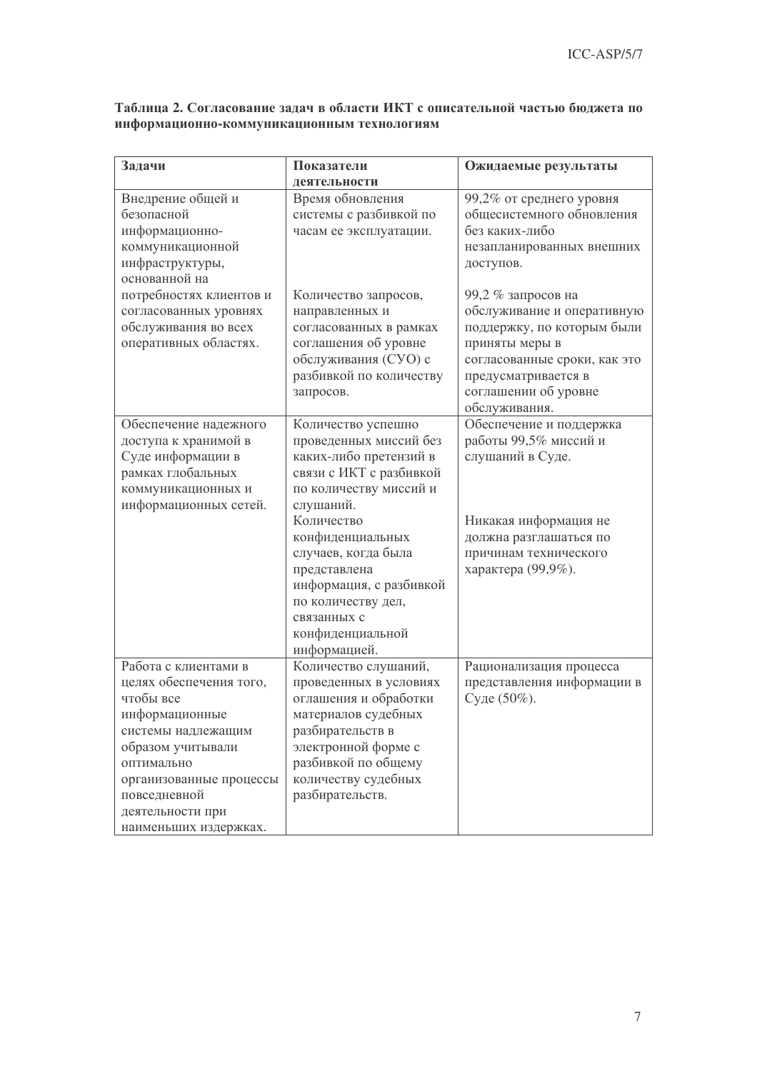**Таблица 2. Согласование задач в области ИКТ с описательной частью бюджета по информационно-коммуникационным технологиям**

| Задачи | Показатели деятельности | Ожидаемые результаты |
| --- | --- | --- |
| Внедрение общей и безопасной информационно-коммуникационной инфраструктуры, основанной на потребностях клиентов и согласованных уровнях обслуживания во всех оперативных областях. | Время обновления системы с разбивкой по часам ее эксплуатации.<br><br>Количество запросов, направленных и согласованных в рамках соглашения об уровне обслуживания (СУО) с разбивкой по количеству запросов. | 99,2% от среднего уровня общесистемного обновления без каких-либо незапланированных внешних доступов.<br><br>99,2 % запросов на обслуживание и оперативную поддержку, по которым были приняты меры в согласованные сроки, как это предусматривается в соглашении об уровне обслуживания. |
| Обеспечение надежного доступа к хранимой в Суде информации в рамках глобальных коммуникационных и информационных сетей. | Количество успешно проведенных миссий без каких-либо претензий в связи с ИКТ с разбивкой по количеству миссий и слушаний.<br>Количество конфиденциальных случаев, когда была представлена информация, с разбивкой по количеству дел, связанных с конфиденциальной информацией. | Обеспечение и поддержка работы 99,5% миссий и слушаний в Суде.<br><br>Никакая информация не должна разглашаться по причинам технического характера (99,9%). |
| Работа с клиентами в целях обеспечения того, чтобы все информационные системы надлежащим образом учитывали оптимально организованные процессы повседневной деятельности при наименьших издержках. | Количество слушаний, проведенных в условиях оглашения и обработки материалов судебных разбирательств в электронной форме с разбивкой по общему количеству судебных разбирательств. | Рационализация процесса представления информации в Суде (50%). |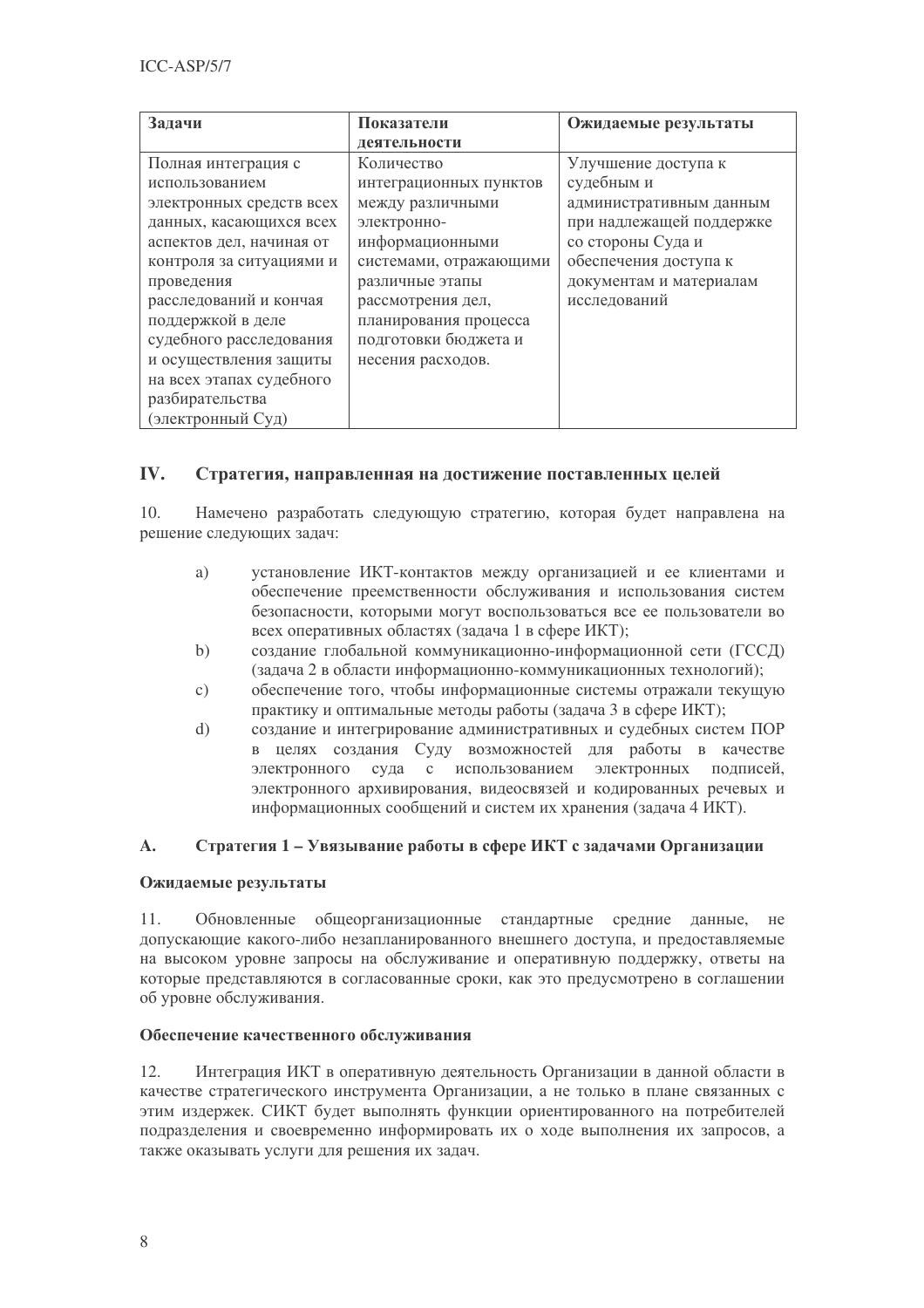| Задачи | Показатели деятельности | Ожидаемые результаты |
|---|---|---|
| Полная интеграция с использованием электронных средств всех данных, касающихся всех аспектов дел, начиная от контроля за ситуациями и проведения расследований и кончая поддержкой в деле судебного расследования и осуществления защиты на всех этапах судебного разбирательства (электронный Суд) | Количество интеграционных пунктов между различными электронно-информационными системами, отражающими различные этапы рассмотрения дел, планирования процесса подготовки бюджета и несения расходов. | Улучшение доступа к судебным и административным данным при надлежащей поддержке со стороны Суда и обеспечения доступа к документам и материалам исследований |

## IV. Стратегия, направленная на достижение поставленных целей

10. Намечено разработать следующую стратегию, которая будет направлена на решение следующих задач:

a) установление ИКТ-контактов между организацией и ее клиентами и обеспечение преемственности обслуживания и использования систем безопасности, которыми могут воспользоваться все ее пользователи во всех оперативных областях (задача 1 в сфере ИКТ);

b) создание глобальной коммуникационно-информационной сети (ГССД) (задача 2 в области информационно-коммуникационных технологий);

c) обеспечение того, чтобы информационные системы отражали текущую практику и оптимальные методы работы (задача 3 в сфере ИКТ);

d) создание и интегрирование административных и судебных систем ПОР в целях создания Суду возможностей для работы в качестве электронного суда с использованием электронных подписей, электронного архивирования, видеосвязей и кодированных речевых и информационных сообщений и систем их хранения (задача 4 ИКТ).

### A. Стратегия 1 – Увязывание работы в сфере ИКТ с задачами Организации

**Ожидаемые результаты**

11. Обновленные общеорганизационные стандартные средние данные, не допускающие какого-либо незапланированного внешнего доступа, и предоставляемые на высоком уровне запросы на обслуживание и оперативную поддержку, ответы на которые представляются в согласованные сроки, как это предусмотрено в соглашении об уровне обслуживания.

**Обеспечение качественного обслуживания**

12. Интеграция ИКТ в оперативную деятельность Организации в данной области в качестве стратегического инструмента Организации, а не только в плане связанных с этим издержек. СИКТ будет выполнять функции ориентированного на потребителей подразделения и своевременно информировать их о ходе выполнения их запросов, а также оказывать услуги для решения их задач.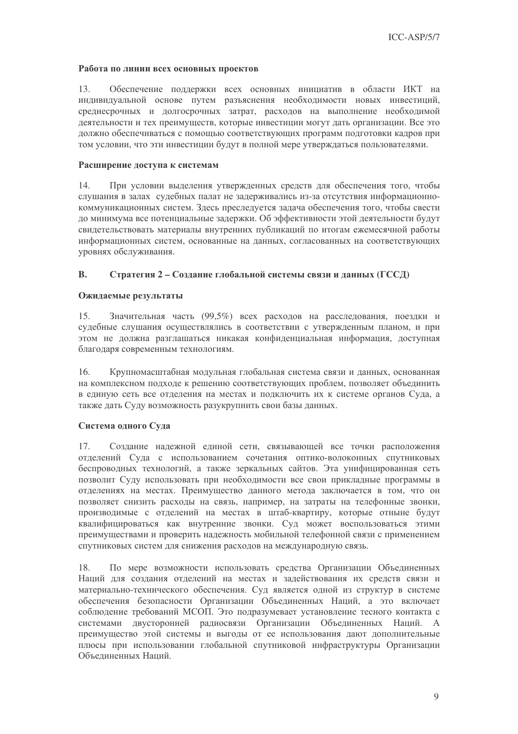**Работа по линии всех основных проектов**

13. Обеспечение поддержки всех основных инициатив в области ИКТ на индивидуальной основе путем разъяснения необходимости новых инвестиций, среднесрочных и долгосрочных затрат, расходов на выполнение необходимой деятельности и тех преимуществ, которые инвестиции могут дать организации. Все это должно обеспечиваться с помощью соответствующих программ подготовки кадров при том условии, что эти инвестиции будут в полной мере утверждаться пользователями.

**Расширение доступа к системам**

14. При условии выделения утвержденных средств для обеспечения того, чтобы слушания в залах судебных палат не задерживались из-за отсутствия информационно-коммуникационных систем. Здесь преследуется задача обеспечения того, чтобы свести до минимума все потенциальные задержки. Об эффективности этой деятельности будут свидетельствовать материалы внутренних публикаций по итогам ежемесячной работы информационных систем, основанные на данных, согласованных на соответствующих уровнях обслуживания.

## B. Стратегия 2 – Создание глобальной системы связи и данных (ГССД)

**Ожидаемые результаты**

15. Значительная часть (99,5%) всех расходов на расследования, поездки и судебные слушания осуществлялись в соответствии с утвержденным планом, и при этом не должна разглашаться никакая конфиденциальная информация, доступная благодаря современным технологиям.

16. Крупномасштабная модульная глобальная система связи и данных, основанная на комплексном подходе к решению соответствующих проблем, позволяет объединить в единую сеть все отделения на местах и подключить их к системе органов Суда, а также дать Суду возможность разукрупнить свои базы данных.

**Система одного Суда**

17. Создание надежной единой сети, связывающей все точки расположения отделений Суда с использованием сочетания оптико-волоконных спутниковых беспроводных технологий, а также зеркальных сайтов. Эта унифицированная сеть позволит Суду использовать при необходимости все свои прикладные программы в отделениях на местах. Преимущество данного метода заключается в том, что он позволяет снизить расходы на связь, например, на затраты на телефонные звонки, производимые с отделений на местах в штаб-квартиру, которые отныне будут квалифицироваться как внутренние звонки. Суд может воспользоваться этими преимуществами и проверить надежность мобильной телефонной связи с применением спутниковых систем для снижения расходов на международную связь.

18. По мере возможности использовать средства Организации Объединенных Наций для создания отделений на местах и задействования их средств связи и материально-технического обеспечения. Суд является одной из структур в системе обеспечения безопасности Организации Объединенных Наций, а это включает соблюдение требований МСОП. Это подразумевает установление тесного контакта с системами двусторонней радиосвязи Организации Объединенных Наций. А преимущество этой системы и выгоды от ее использования дают дополнительные плюсы при использовании глобальной спутниковой инфраструктуры Организации Объединенных Наций.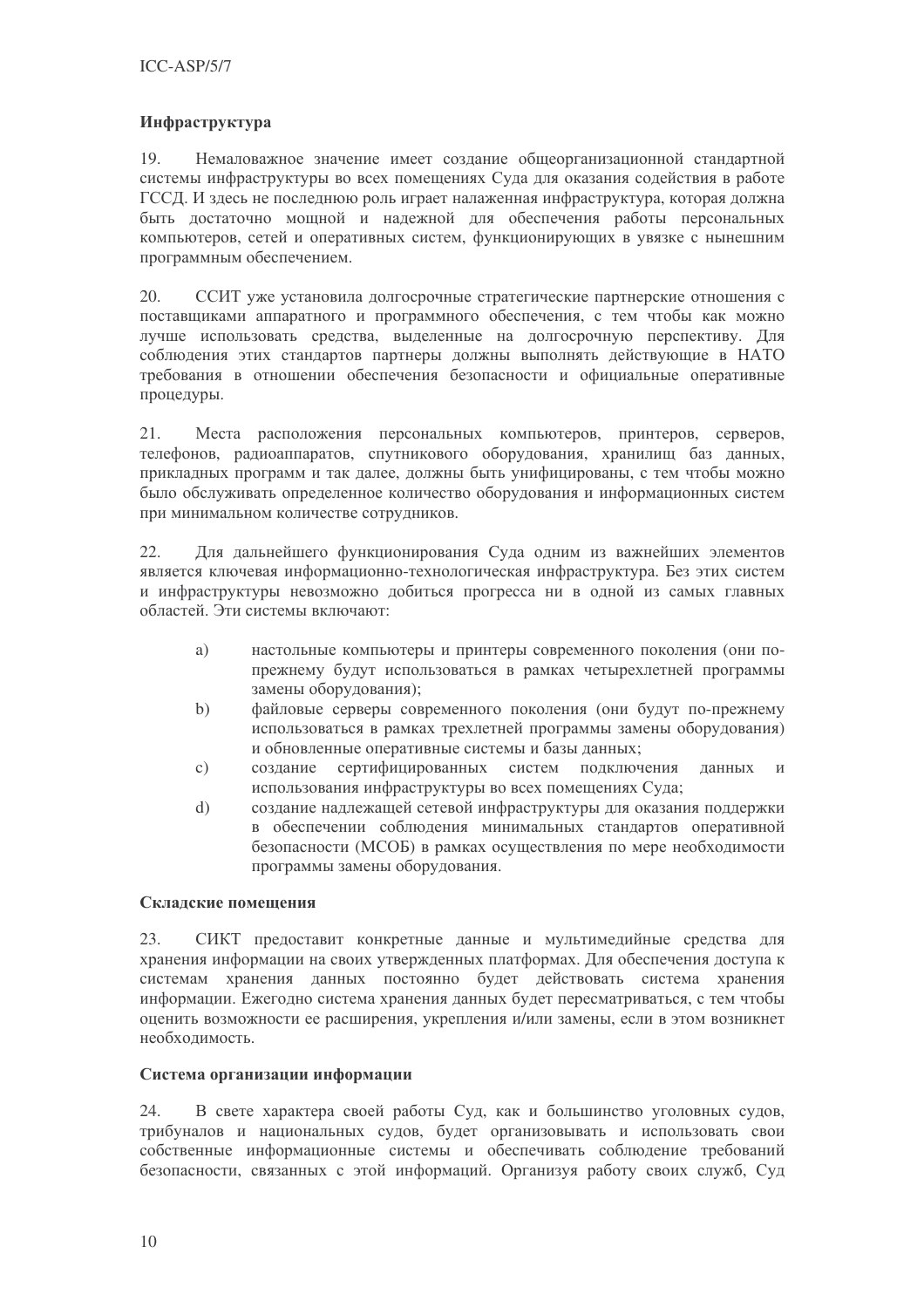**Инфраструктура**

19. Немаловажное значение имеет создание общеорганизационной стандартной системы инфраструктуры во всех помещениях Суда для оказания содействия в работе ГССД. И здесь не последнюю роль играет налаженная инфраструктура, которая должна быть достаточно мощной и надежной для обеспечения работы персональных компьютеров, сетей и оперативных систем, функционирующих в увязке с нынешним программным обеспечением.

20. ССИТ уже установила долгосрочные стратегические партнерские отношения с поставщиками аппаратного и программного обеспечения, с тем чтобы как можно лучше использовать средства, выделенные на долгосрочную перспективу. Для соблюдения этих стандартов партнеры должны выполнять действующие в НАТО требования в отношении обеспечения безопасности и официальные оперативные процедуры.

21. Места расположения персональных компьютеров, принтеров, серверов, телефонов, радиоаппаратов, спутникового оборудования, хранилищ баз данных, прикладных программ и так далее, должны быть унифицированы, с тем чтобы можно было обслуживать определенное количество оборудования и информационных систем при минимальном количестве сотрудников.

22. Для дальнейшего функционирования Суда одним из важнейших элементов является ключевая информационно-технологическая инфраструктура. Без этих систем и инфраструктуры невозможно добиться прогресса ни в одной из самых главных областей. Эти системы включают:

a) настольные компьютеры и принтеры современного поколения (они по-прежнему будут использоваться в рамках четырехлетней программы замены оборудования);

b) файловые серверы современного поколения (они будут по-прежнему использоваться в рамках трехлетней программы замены оборудования) и обновленные оперативные системы и базы данных;

c) создание сертифицированных систем подключения данных и использования инфраструктуры во всех помещениях Суда;

d) создание надлежащей сетевой инфраструктуры для оказания поддержки в обеспечении соблюдения минимальных стандартов оперативной безопасности (МСОБ) в рамках осуществления по мере необходимости программы замены оборудования.

**Складские помещения**

23. СИКТ предоставит конкретные данные и мультимедийные средства для хранения информации на своих утвержденных платформах. Для обеспечения доступа к системам хранения данных постоянно будет действовать система хранения информации. Ежегодно система хранения данных будет пересматриваться, с тем чтобы оценить возможности ее расширения, укрепления и/или замены, если в этом возникнет необходимость.

**Система организации информации**

24. В свете характера своей работы Суд, как и большинство уголовных судов, трибуналов и национальных судов, будет организовывать и использовать свои собственные информационные системы и обеспечивать соблюдение требований безопасности, связанных с этой информаций. Организуя работу своих служб, Суд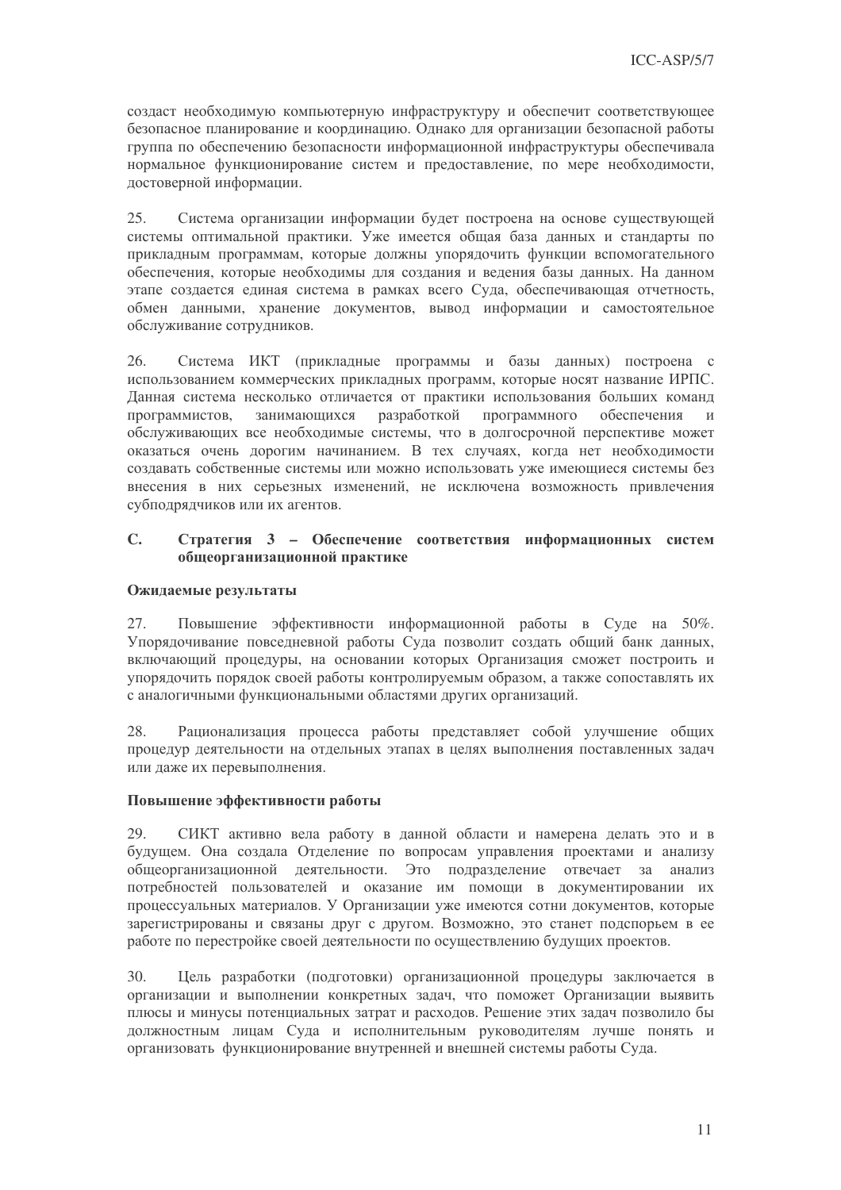создаст необходимую компьютерную инфраструктуру и обеспечит соответствующее безопасное планирование и координацию. Однако для организации безопасной работы группа по обеспечению безопасности информационной инфраструктуры обеспечивала нормальное функционирование систем и предоставление, по мере необходимости, достоверной информации.

25. Система организации информации будет построена на основе существующей системы оптимальной практики. Уже имеется общая база данных и стандарты по прикладным программам, которые должны упорядочить функции вспомогательного обеспечения, которые необходимы для создания и ведения базы данных. На данном этапе создается единая система в рамках всего Суда, обеспечивающая отчетность, обмен данными, хранение документов, вывод информации и самостоятельное обслуживание сотрудников.

26. Система ИКТ (прикладные программы и базы данных) построена с использованием коммерческих прикладных программ, которые носят название ИРПС. Данная система несколько отличается от практики использования больших команд программистов, занимающихся разработкой программного обеспечения и обслуживающих все необходимые системы, что в долгосрочной перспективе может оказаться очень дорогим начинанием. В тех случаях, когда нет необходимости создавать собственные системы или можно использовать уже имеющиеся системы без внесения в них серьезных изменений, не исключена возможность привлечения субподрядчиков или их агентов.

## C. Стратегия 3 – Обеспечение соответствия информационных систем общеорганизационной практике

### Ожидаемые результаты

27. Повышение эффективности информационной работы в Суде на 50%. Упорядочивание повседневной работы Суда позволит создать общий банк данных, включающий процедуры, на основании которых Организация сможет построить и упорядочить порядок своей работы контролируемым образом, а также сопоставлять их с аналогичными функциональными областями других организаций.

28. Рационализация процесса работы представляет собой улучшение общих процедур деятельности на отдельных этапах в целях выполнения поставленных задач или даже их перевыполнения.

### Повышение эффективности работы

29. СИКТ активно вела работу в данной области и намерена делать это и в будущем. Она создала Отделение по вопросам управления проектами и анализу общеорганизационной деятельности. Это подразделение отвечает за анализ потребностей пользователей и оказание им помощи в документировании их процессуальных материалов. У Организации уже имеются сотни документов, которые зарегистрированы и связаны друг с другом. Возможно, это станет подспорьем в ее работе по перестройке своей деятельности по осуществлению будущих проектов.

30. Цель разработки (подготовки) организационной процедуры заключается в организации и выполнении конкретных задач, что поможет Организации выявить плюсы и минусы потенциальных затрат и расходов. Решение этих задач позволило бы должностным лицам Суда и исполнительным руководителям лучше понять и организовать функционирование внутренней и внешней системы работы Суда.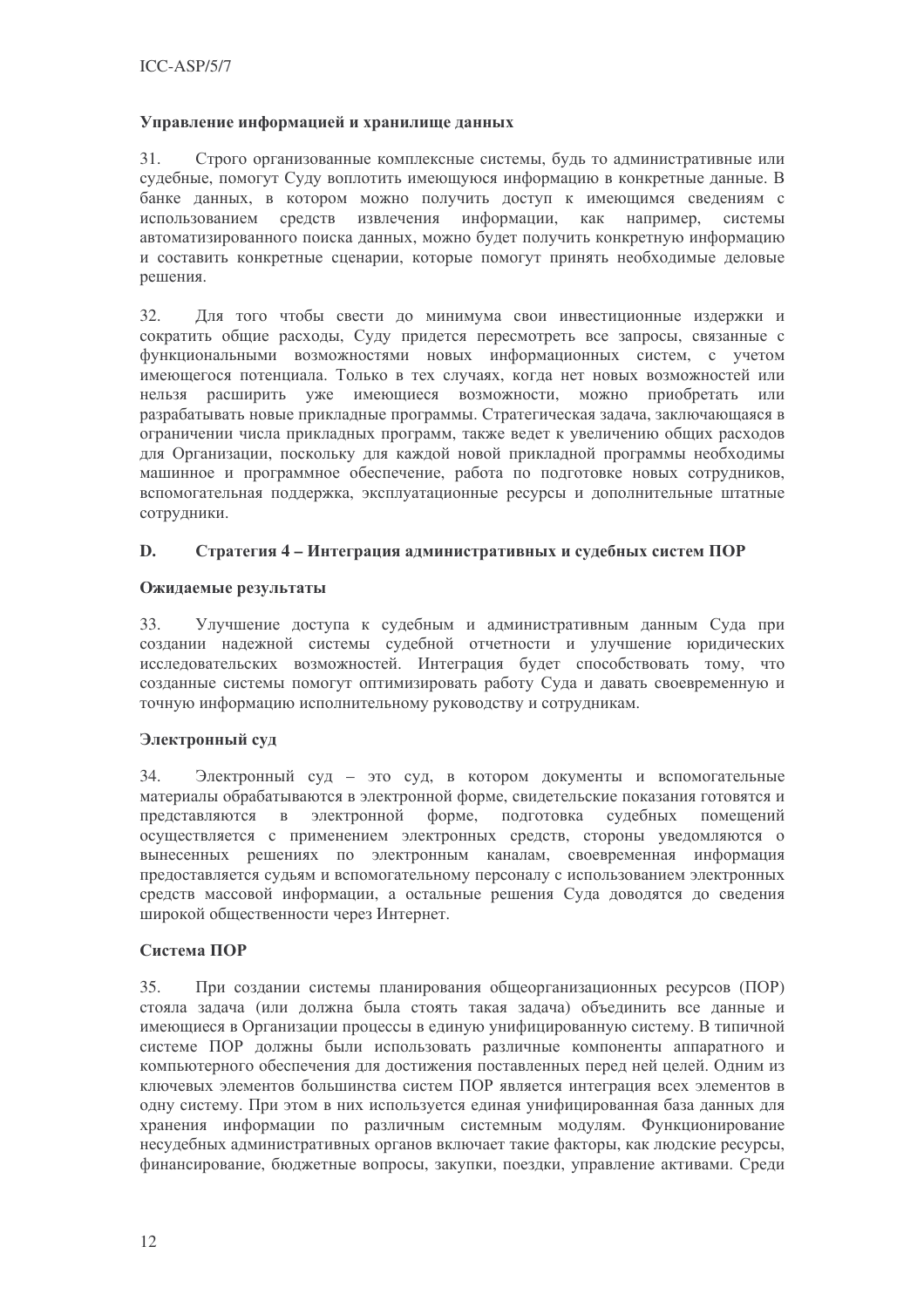**Управление информацией и хранилище данных**

31. Строго организованные комплексные системы, будь то административные или судебные, помогут Суду воплотить имеющуюся информацию в конкретные данные. В банке данных, в котором можно получить доступ к имеющимся сведениям с использованием средств извлечения информации, как например, системы автоматизированного поиска данных, можно будет получить конкретную информацию и составить конкретные сценарии, которые помогут принять необходимые деловые решения.

32. Для того чтобы свести до минимума свои инвестиционные издержки и сократить общие расходы, Суду придется пересмотреть все запросы, связанные с функциональными возможностями новых информационных систем, с учетом имеющегося потенциала. Только в тех случаях, когда нет новых возможностей или нельзя расширить уже имеющиеся возможности, можно приобретать или разрабатывать новые прикладные программы. Стратегическая задача, заключающаяся в ограничении числа прикладных программ, также ведет к увеличению общих расходов для Организации, поскольку для каждой новой прикладной программы необходимы машинное и программное обеспечение, работа по подготовке новых сотрудников, вспомогательная поддержка, эксплуатационные ресурсы и дополнительные штатные сотрудники.

## D. Стратегия 4 – Интеграция административных и судебных систем ПОР

**Ожидаемые результаты**

33. Улучшение доступа к судебным и административным данным Суда при создании надежной системы судебной отчетности и улучшение юридических исследовательских возможностей. Интеграция будет способствовать тому, что созданные системы помогут оптимизировать работу Суда и давать своевременную и точную информацию исполнительному руководству и сотрудникам.

**Электронный суд**

34. Электронный суд – это суд, в котором документы и вспомогательные материалы обрабатываются в электронной форме, свидетельские показания готовятся и представляются в электронной форме, подготовка судебных помещений осуществляется с применением электронных средств, стороны уведомляются о вынесенных решениях по электронным каналам, своевременная информация предоставляется судьям и вспомогательному персоналу с использованием электронных средств массовой информации, а остальные решения Суда доводятся до сведения широкой общественности через Интернет.

**Система ПОР**

35. При создании системы планирования общеорганизационных ресурсов (ПОР) стояла задача (или должна была стоять такая задача) объединить все данные и имеющиеся в Организации процессы в единую унифицированную систему. В типичной системе ПОР должны были использовать различные компоненты аппаратного и компьютерного обеспечения для достижения поставленных перед ней целей. Одним из ключевых элементов большинства систем ПОР является интеграция всех элементов в одну систему. При этом в них используется единая унифицированная база данных для хранения информации по различным системным модулям. Функционирование несудебных административных органов включает такие факторы, как людские ресурсы, финансирование, бюджетные вопросы, закупки, поездки, управление активами. Среди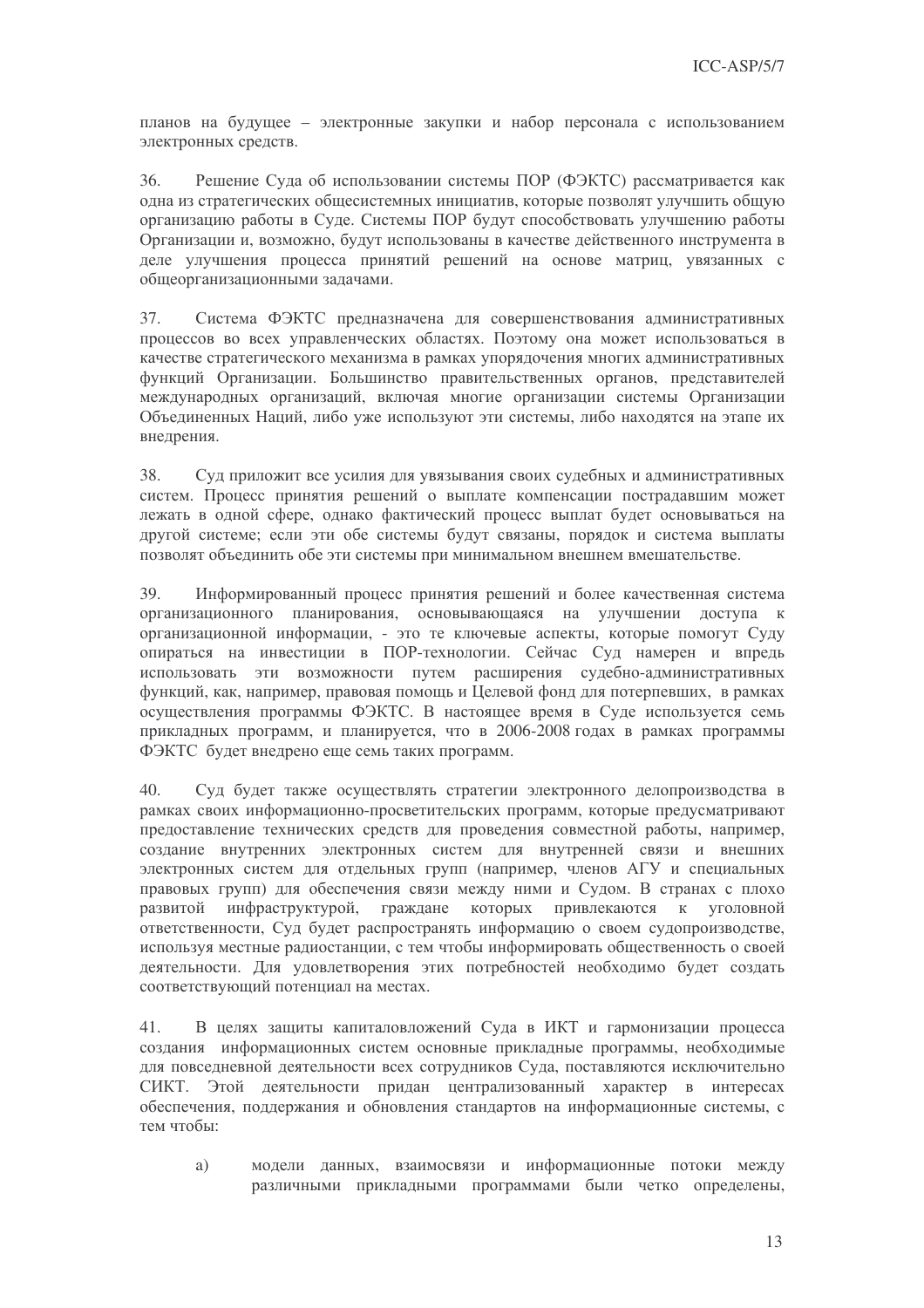планов на будущее – электронные закупки и набор персонала с использованием электронных средств.

36. Решение Суда об использовании системы ПОР (ФЭКТС) рассматривается как одна из стратегических общесистемных инициатив, которые позволят улучшить общую организацию работы в Суде. Системы ПОР будут способствовать улучшению работы Организации и, возможно, будут использованы в качестве действенного инструмента в деле улучшения процесса принятий решений на основе матриц, увязанных с общеорганизационными задачами.

37. Система ФЭКТС предназначена для совершенствования административных процессов во всех управленческих областях. Поэтому она может использоваться в качестве стратегического механизма в рамках упорядочения многих административных функций Организации. Большинство правительственных органов, представителей международных организаций, включая многие организации системы Организации Объединенных Наций, либо уже используют эти системы, либо находятся на этапе их внедрения.

38. Суд приложит все усилия для увязывания своих судебных и административных систем. Процесс принятия решений о выплате компенсации пострадавшим может лежать в одной сфере, однако фактический процесс выплат будет основываться на другой системе; если эти обе системы будут связаны, порядок и система выплаты позволят объединить обе эти системы при минимальном внешнем вмешательстве.

39. Информированный процесс принятия решений и более качественная система организационного планирования, основывающаяся на улучшении доступа к организационной информации, - это те ключевые аспекты, которые помогут Суду опираться на инвестиции в ПОР-технологии. Сейчас Суд намерен и впредь использовать эти возможности путем расширения судебно-административных функций, как, например, правовая помощь и Целевой фонд для потерпевших, в рамках осуществления программы ФЭКТС. В настоящее время в Суде используется семь прикладных программ, и планируется, что в 2006-2008 годах в рамках программы ФЭКТС будет внедрено еще семь таких программ.

40. Суд будет также осуществлять стратегии электронного делопроизводства в рамках своих информационно-просветительских программ, которые предусматривают предоставление технических средств для проведения совместной работы, например, создание внутренних электронных систем для внутренней связи и внешних электронных систем для отдельных групп (например, членов АГУ и специальных правовых групп) для обеспечения связи между ними и Судом. В странах с плохо развитой инфраструктурой, граждане которых привлекаются к уголовной ответственности, Суд будет распространять информацию о своем судопроизводстве, используя местные радиостанции, с тем чтобы информировать общественность о своей деятельности. Для удовлетворения этих потребностей необходимо будет создать соответствующий потенциал на местах.

41. В целях защиты капиталовложений Суда в ИКТ и гармонизации процесса создания информационных систем основные прикладные программы, необходимые для повседневной деятельности всех сотрудников Суда, поставляются исключительно СИКТ. Этой деятельности придан централизованный характер в интересах обеспечения, поддержания и обновления стандартов на информационные системы, с тем чтобы:

a) модели данных, взаимосвязи и информационные потоки между различными прикладными программами были четко определены,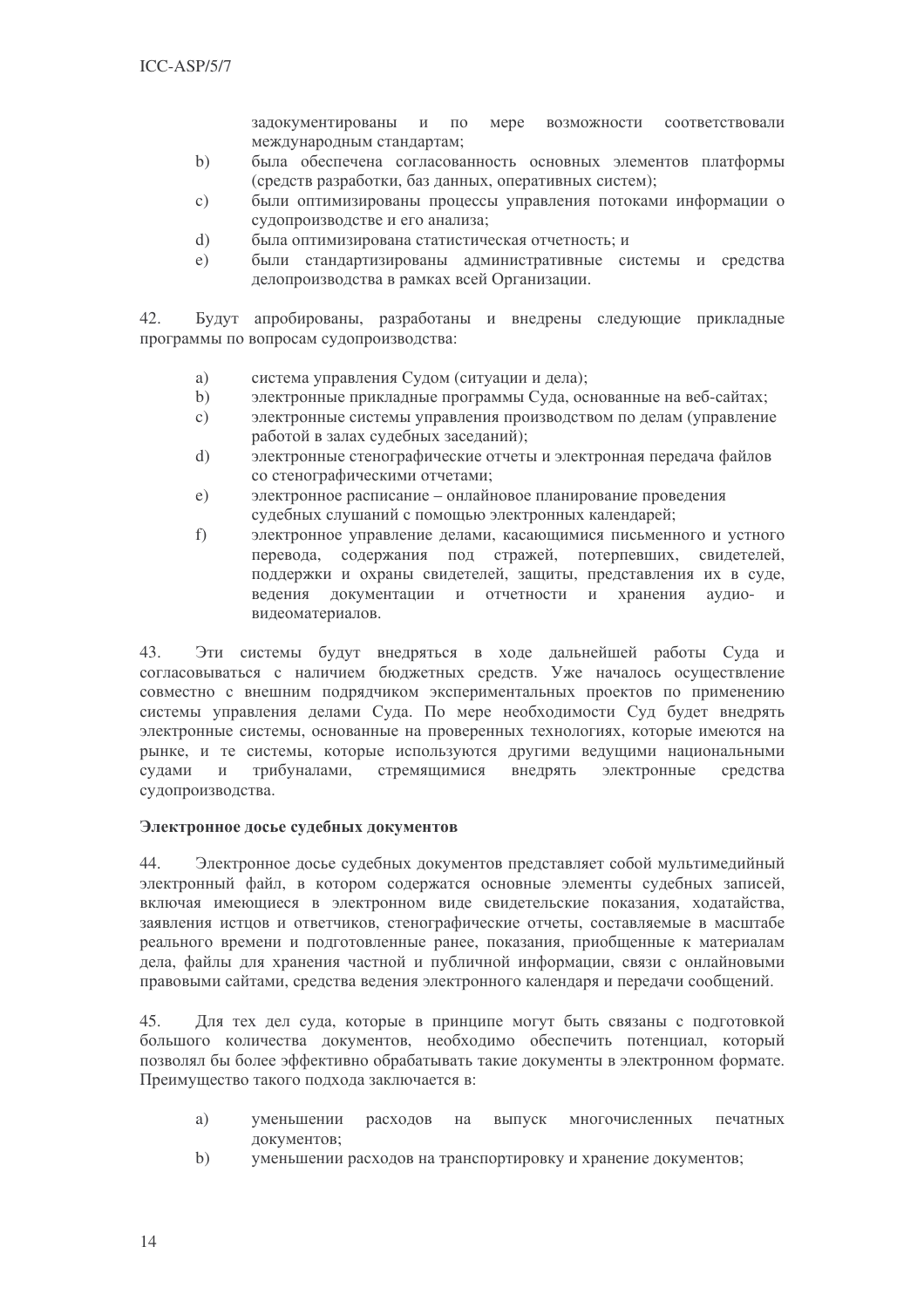задокументированы и по мере возможности соответствовали международным стандартам;

b) была обеспечена согласованность основных элементов платформы (средств разработки, баз данных, оперативных систем);

c) были оптимизированы процессы управления потоками информации о судопроизводстве и его анализа;

d) была оптимизирована статистическая отчетность; и

e) были стандартизированы административные системы и средства делопроизводства в рамках всей Организации.

42. Будут апробированы, разработаны и внедрены следующие прикладные программы по вопросам судопроизводства:

a) система управления Судом (ситуации и дела);

b) электронные прикладные программы Суда, основанные на веб-сайтах;

c) электронные системы управления производством по делам (управление работой в залах судебных заседаний);

d) электронные стенографические отчеты и электронная передача файлов со стенографическими отчетами;

e) электронное расписание – онлайновое планирование проведения судебных слушаний с помощью электронных календарей;

f) электронное управление делами, касающимися письменного и устного перевода, содержания под стражей, потерпевших, свидетелей, поддержки и охраны свидетелей, защиты, представления их в суде, ведения документации и отчетности и хранения аудио- и видеоматериалов.

43. Эти системы будут внедряться в ходе дальнейшей работы Суда и согласовываться с наличием бюджетных средств. Уже началось осуществление совместно с внешним подрядчиком экспериментальных проектов по применению системы управления делами Суда. По мере необходимости Суд будет внедрять электронные системы, основанные на проверенных технологиях, которые имеются на рынке, и те системы, которые используются другими ведущими национальными судами и трибуналами, стремящимися внедрять электронные средства судопроизводства.

**Электронное досье судебных документов**

44. Электронное досье судебных документов представляет собой мультимедийный электронный файл, в котором содержатся основные элементы судебных записей, включая имеющиеся в электронном виде свидетельские показания, ходатайства, заявления истцов и ответчиков, стенографические отчеты, составляемые в масштабе реального времени и подготовленные ранее, показания, приобщенные к материалам дела, файлы для хранения частной и публичной информации, связи с онлайновыми правовыми сайтами, средства ведения электронного календаря и передачи сообщений.

45. Для тех дел суда, которые в принципе могут быть связаны с подготовкой большого количества документов, необходимо обеспечить потенциал, который позволял бы более эффективно обрабатывать такие документы в электронном формате. Преимущество такого подхода заключается в:

a) уменьшении расходов на выпуск многочисленных печатных документов;

b) уменьшении расходов на транспортировку и хранение документов;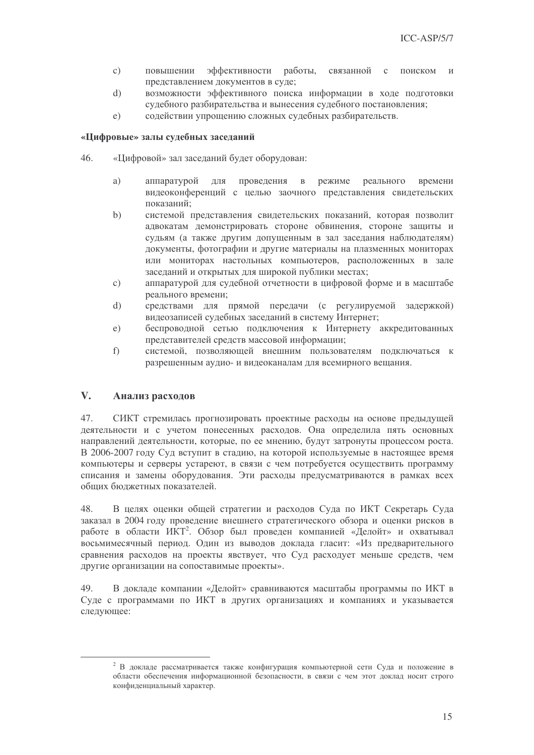c) повышении эффективности работы, связанной с поиском и представлением документов в суде;

d) возможности эффективного поиска информации в ходе подготовки судебного разбирательства и вынесения судебного постановления;

e) содействии упрощению сложных судебных разбирательств.

**«Цифровые» залы судебных заседаний**

46. «Цифровой» зал заседаний будет оборудован:

a) аппаратурой для проведения в режиме реального времени видеоконференций с целью заочного представления свидетельских показаний;

b) системой представления свидетельских показаний, которая позволит адвокатам демонстрировать стороне обвинения, стороне защиты и судьям (а также другим допущенным в зал заседания наблюдателям) документы, фотографии и другие материалы на плазменных мониторах или мониторах настольных компьютеров, расположенных в зале заседаний и открытых для широкой публики местах;

c) аппаратурой для судебной отчетности в цифровой форме и в масштабе реального времени;

d) средствами для прямой передачи (с регулируемой задержкой) видеозаписей судебных заседаний в систему Интернет;

e) беспроводной сетью подключения к Интернету аккредитованных представителей средств массовой информации;

f) системой, позволяющей внешним пользователям подключаться к разрешенным аудио- и видеоканалам для всемирного вещания.

## V. Анализ расходов

47. СИКТ стремилась прогнозировать проектные расходы на основе предыдущей деятельности и с учетом понесенных расходов. Она определила пять основных направлений деятельности, которые, по ее мнению, будут затронуты процессом роста. В 2006-2007 году Суд вступит в стадию, на которой используемые в настоящее время компьютеры и серверы устареют, в связи с чем потребуется осуществить программу списания и замены оборудования. Эти расходы предусматриваются в рамках всех общих бюджетных показателей.

48. В целях оценки общей стратегии и расходов Суда по ИКТ Секретарь Суда заказал в 2004 году проведение внешнего стратегического обзора и оценки рисков в работе в области ИКТ[2]. Обзор был проведен компанией «Делойт» и охватывал восьмимесячный период. Один из выводов доклада гласит: «Из предварительного сравнения расходов на проекты явствует, что Суд расходует меньше средств, чем другие организации на сопоставимые проекты».

49. В докладе компании «Делойт» сравниваются масштабы программы по ИКТ в Суде с программами по ИКТ в других организациях и компаниях и указывается следующее:

[2] В докладе рассматривается также конфигурация компьютерной сети Суда и положение в области обеспечения информационной безопасности, в связи с чем этот доклад носит строго конфиденциальный характер.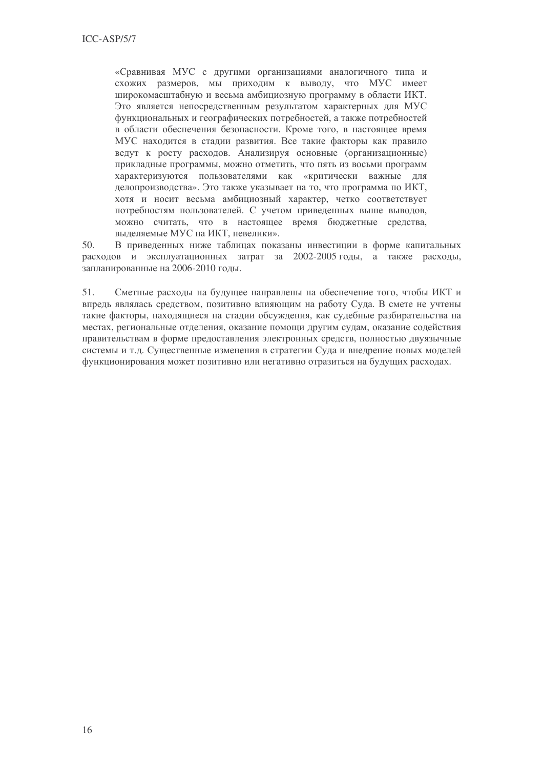> «Сравнивая МУС с другими организациями аналогичного типа и схожих размеров, мы приходим к выводу, что МУС имеет широкомасштабную и весьма амбициозную программу в области ИКТ. Это является непосредственным результатом характерных для МУС функциональных и географических потребностей, а также потребностей в области обеспечения безопасности. Кроме того, в настоящее время МУС находится в стадии развития. Все такие факторы как правило ведут к росту расходов. Анализируя основные (организационные) прикладные программы, можно отметить, что пять из восьми программ характеризуются пользователями как «критически важные для делопроизводства». Это также указывает на то, что программа по ИКТ, хотя и носит весьма амбициозный характер, четко соответствует потребностям пользователей. С учетом приведенных выше выводов, можно считать, что в настоящее время бюджетные средства, выделяемые МУС на ИКТ, невелики».

50. В приведенных ниже таблицах показаны инвестиции в форме капитальных расходов и эксплуатационных затрат за 2002-2005 годы, а также расходы, запланированные на 2006-2010 годы.

51. Сметные расходы на будущее направлены на обеспечение того, чтобы ИКТ и впредь являлась средством, позитивно влияющим на работу Суда. В смете не учтены такие факторы, находящиеся на стадии обсуждения, как судебные разбирательства на местах, региональные отделения, оказание помощи другим судам, оказание содействия правительствам в форме предоставления электронных средств, полностью двуязычные системы и т.д. Существенные изменения в стратегии Суда и внедрение новых моделей функционирования может позитивно или негативно отразиться на будущих расходах.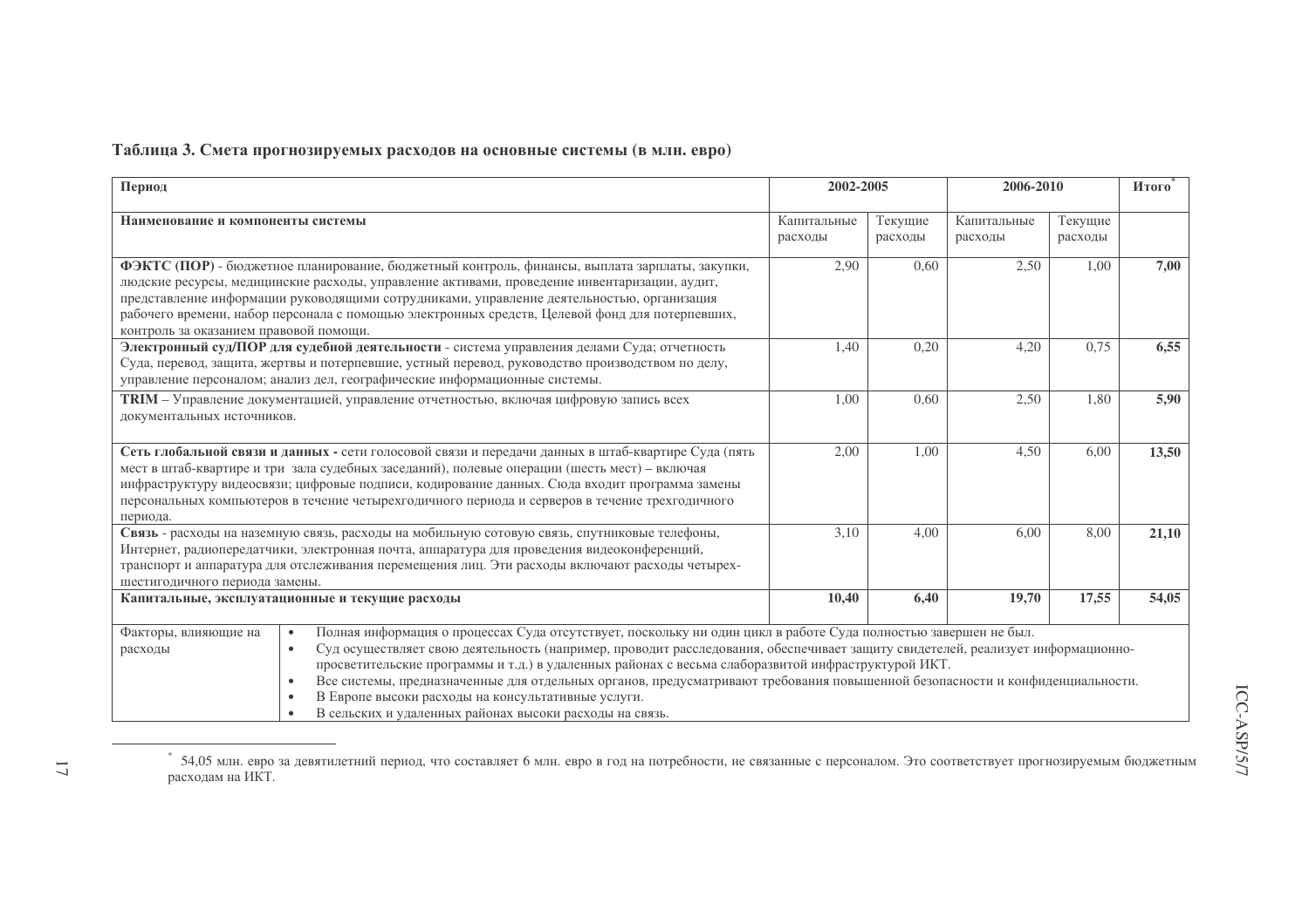**Таблица 3. Смета прогнозируемых расходов на основные системы (в млн. евро)**

| Период | 2002-2005 | | 2006-2010 | | Итого[*] |
|---|---|---|---|---|---|
| **Наименование и компоненты системы** | Капитальные расходы | Текущие расходы | Капитальные расходы | Текущие расходы | |
| **ФЭКТС (ПОР)** - бюджетное планирование, бюджетный контроль, финансы, выплата зарплаты, закупки, людские ресурсы, медицинские расходы, управление активами, проведение инвентаризации, аудит, представление информации руководящими сотрудниками, управление деятельностью, организация рабочего времени, набор персонала с помощью электронных средств, Целевой фонд для потерпевших, контроль за оказанием правовой помощи. | 2,90 | 0,60 | 2,50 | 1,00 | **7,00** |
| **Электронный суд/ПОР для судебной деятельности** - система управления делами Суда; отчетность Суда, перевод, защита, жертвы и потерпевшие, устный перевод, руководство производством по делу, управление персоналом; анализ дел, географические информационные системы. | 1,40 | 0,20 | 4,20 | 0,75 | **6,55** |
| **TRIM** – Управление документацией, управление отчетностью, включая цифровую запись всех документальных источников. | 1,00 | 0,60 | 2,50 | 1,80 | **5,90** |
| **Сеть глобальной связи и данных -** сети голосовой связи и передачи данных в штаб-квартире Суда (пять мест в штаб-квартире и три зала судебных заседаний), полевые операции (шесть мест) – включая инфраструктуру видеосвязи; цифровые подписи, кодирование данных. Сюда входит программа замены персональных компьютеров в течение четырехгодичного периода и серверов в течение трехгодичного периода. | 2,00 | 1,00 | 4,50 | 6,00 | **13,50** |
| **Связь** - расходы на наземную связь, расходы на мобильную сотовую связь, спутниковые телефоны, Интернет, радиопередатчики, электронная почта, аппаратура для проведения видеоконференций, транспорт и аппаратура для отслеживания перемещения лиц. Эти расходы включают расходы четырех-шестигодичного периода замены. | 3,10 | 4,00 | 6,00 | 8,00 | **21,10** |
| **Капитальные, эксплуатационные и текущие расходы** | **10,40** | **6,40** | **19,70** | **17,55** | **54,05** |

| Факторы, влияющие на расходы | |
|---|---|
| | • Полная информация о процессах Суда отсутствует, поскольку ни один цикл в работе Суда полностью завершен не был.<br>• Суд осуществляет свою деятельность (например, проводит расследования, обеспечивает защиту свидетелей, реализует информационно-просветительские программы и т.д.) в удаленных районах с весьма слаборазвитой инфраструктурой ИКТ.<br>• Все системы, предназначенные для отдельных органов, предусматривают требования повышенной безопасности и конфиденциальности.<br>• В Европе высоки расходы на консультативные услуги.<br>• В сельских и удаленных районах высоки расходы на связь. |

[*] 54,05 млн. евро за девятилетний период, что составляет 6 млн. евро в год на потребности, не связанные с персоналом. Это соответствует прогнозируемым бюджетным расходам на ИКТ.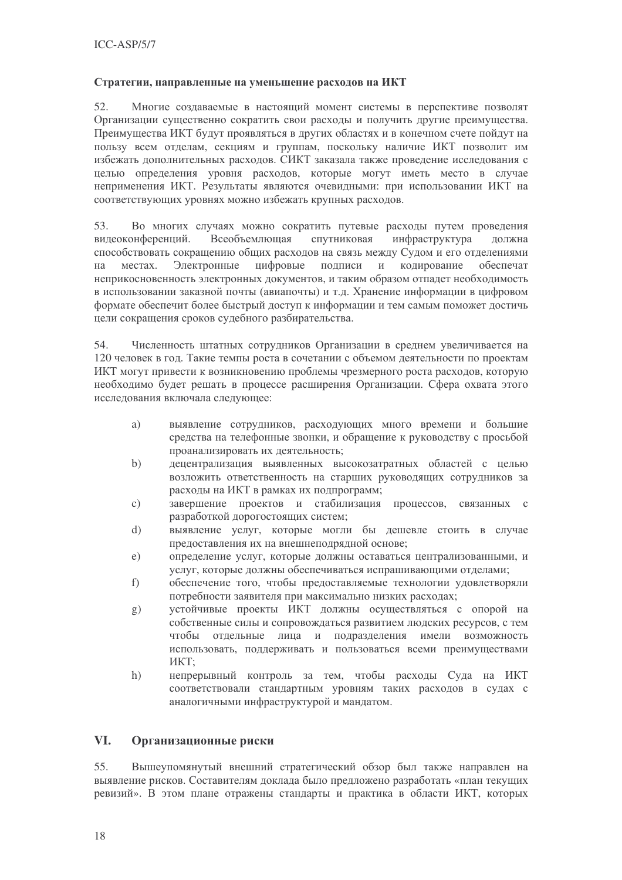#### Стратегии, направленные на уменьшение расходов на ИКТ

52. Многие создаваемые в настоящий момент системы в перспективе позволят Организации существенно сократить свои расходы и получить другие преимущества. Преимущества ИКТ будут проявляться в других областях и в конечном счете пойдут на пользу всем отделам, секциям и группам, поскольку наличие ИКТ позволит им избежать дополнительных расходов. СИКТ заказала также проведение исследования с целью определения уровня расходов, которые могут иметь место в случае неприменения ИКТ. Результаты являются очевидными: при использовании ИКТ на соответствующих уровнях можно избежать крупных расходов.

53. Во многих случаях можно сократить путевые расходы путем проведения видеоконференций. Всеобъемлющая спутниковая инфраструктура должна способствовать сокращению общих расходов на связь между Судом и его отделениями на местах. Электронные цифровые подписи и кодирование обеспечат неприкосновенность электронных документов, и таким образом отпадет необходимость в использовании заказной почты (авиапочты) и т.д. Хранение информации в цифровом формате обеспечит более быстрый доступ к информации и тем самым поможет достичь цели сокращения сроков судебного разбирательства.

54. Численность штатных сотрудников Организации в среднем увеличивается на 120 человек в год. Такие темпы роста в сочетании с объемом деятельности по проектам ИКТ могут привести к возникновению проблемы чрезмерного роста расходов, которую необходимо будет решать в процессе расширения Организации. Сфера охвата этого исследования включала следующее:

a) выявление сотрудников, расходующих много времени и большие средства на телефонные звонки, и обращение к руководству с просьбой проанализировать их деятельность;
b) децентрализация выявленных высокозатратных областей с целью возложить ответственность на старших руководящих сотрудников за расходы на ИКТ в рамках их подпрограмм;
c) завершение проектов и стабилизация процессов, связанных с разработкой дорогостоящих систем;
d) выявление услуг, которые могли бы дешевле стоить в случае предоставления их на внешнеподрядной основе;
e) определение услуг, которые должны оставаться централизованными, и услуг, которые должны обеспечиваться испрашивающими отделами;
f) обеспечение того, чтобы предоставляемые технологии удовлетворяли потребности заявителя при максимально низких расходах;
g) устойчивые проекты ИКТ должны осуществляться с опорой на собственные силы и сопровождаться развитием людских ресурсов, с тем чтобы отдельные лица и подразделения имели возможность использовать, поддерживать и пользоваться всеми преимуществами ИКТ;
h) непрерывный контроль за тем, чтобы расходы Суда на ИКТ соответствовали стандартным уровням таких расходов в судах с аналогичными инфраструктурой и мандатом.

## VI. Организационные риски

55. Вышеупомянутый внешний стратегический обзор был также направлен на выявление рисков. Составителям доклада было предложено разработать «план текущих ревизий». В этом плане отражены стандарты и практика в области ИКТ, которых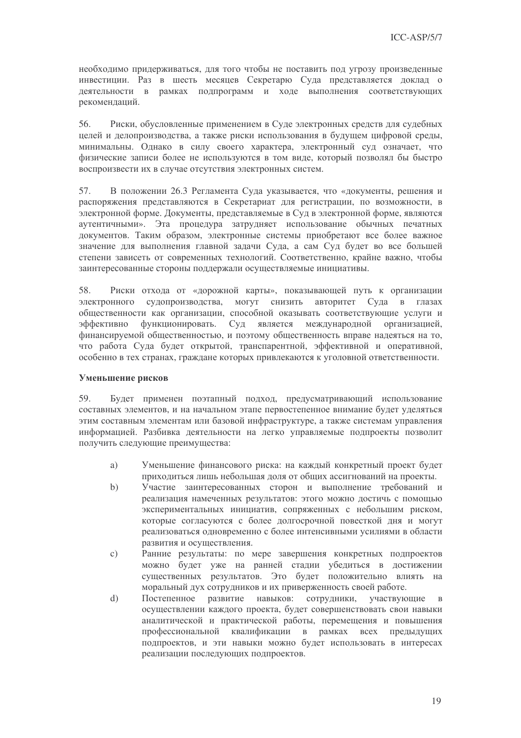необходимо придерживаться, для того чтобы не поставить под угрозу произведенные инвестиции. Раз в шесть месяцев Секретарю Суда представляется доклад о деятельности в рамках подпрограмм и ходе выполнения соответствующих рекомендаций.

56. Риски, обусловленные применением в Суде электронных средств для судебных целей и делопроизводства, а также риски использования в будущем цифровой среды, минимальны. Однако в силу своего характера, электронный суд означает, что физические записи более не используются в том виде, который позволял бы быстро воспроизвести их в случае отсутствия электронных систем.

57. В положении 26.3 Регламента Суда указывается, что «документы, решения и распоряжения представляются в Секретариат для регистрации, по возможности, в электронной форме. Документы, представляемые в Суд в электронной форме, являются аутентичными». Эта процедура затрудняет использование обычных печатных документов. Таким образом, электронные системы приобретают все более важное значение для выполнения главной задачи Суда, а сам Суд будет во все большей степени зависеть от современных технологий. Соответственно, крайне важно, чтобы заинтересованные стороны поддержали осуществляемые инициативы.

58. Риски отхода от «дорожной карты», показывающей путь к организации электронного судопроизводства, могут снизить авторитет Суда в глазах общественности как организации, способной оказывать соответствующие услуги и эффективно функционировать. Суд является международной организацией, финансируемой общественностью, и поэтому общественность вправе надеяться на то, что работа Суда будет открытой, транспарентной, эффективной и оперативной, особенно в тех странах, граждане которых привлекаются к уголовной ответственности.

**Уменьшение рисков**

59. Будет применен поэтапный подход, предусматривающий использование составных элементов, и на начальном этапе первостепенное внимание будет уделяться этим составным элементам или базовой инфраструктуре, а также системам управления информацией. Разбивка деятельности на легко управляемые подпроекты позволит получить следующие преимущества:

a) Уменьшение финансового риска: на каждый конкретный проект будет приходиться лишь небольшая доля от общих ассигнований на проекты.

b) Участие заинтересованных сторон и выполнение требований и реализация намеченных результатов: этого можно достичь с помощью экспериментальных инициатив, сопряженных с небольшим риском, которые согласуются с более долгосрочной повесткой дня и могут реализоваться одновременно с более интенсивными усилиями в области развития и осуществления.

c) Ранние результаты: по мере завершения конкретных подпроектов можно будет уже на ранней стадии убедиться в достижении существенных результатов. Это будет положительно влиять на моральный дух сотрудников и их приверженность своей работе.

d) Постепенное развитие навыков: сотрудники, участвующие в осуществлении каждого проекта, будет совершенствовать свои навыки аналитической и практической работы, перемещения и повышения профессиональной квалификации в рамках всех предыдущих подпроектов, и эти навыки можно будет использовать в интересах реализации последующих подпроектов.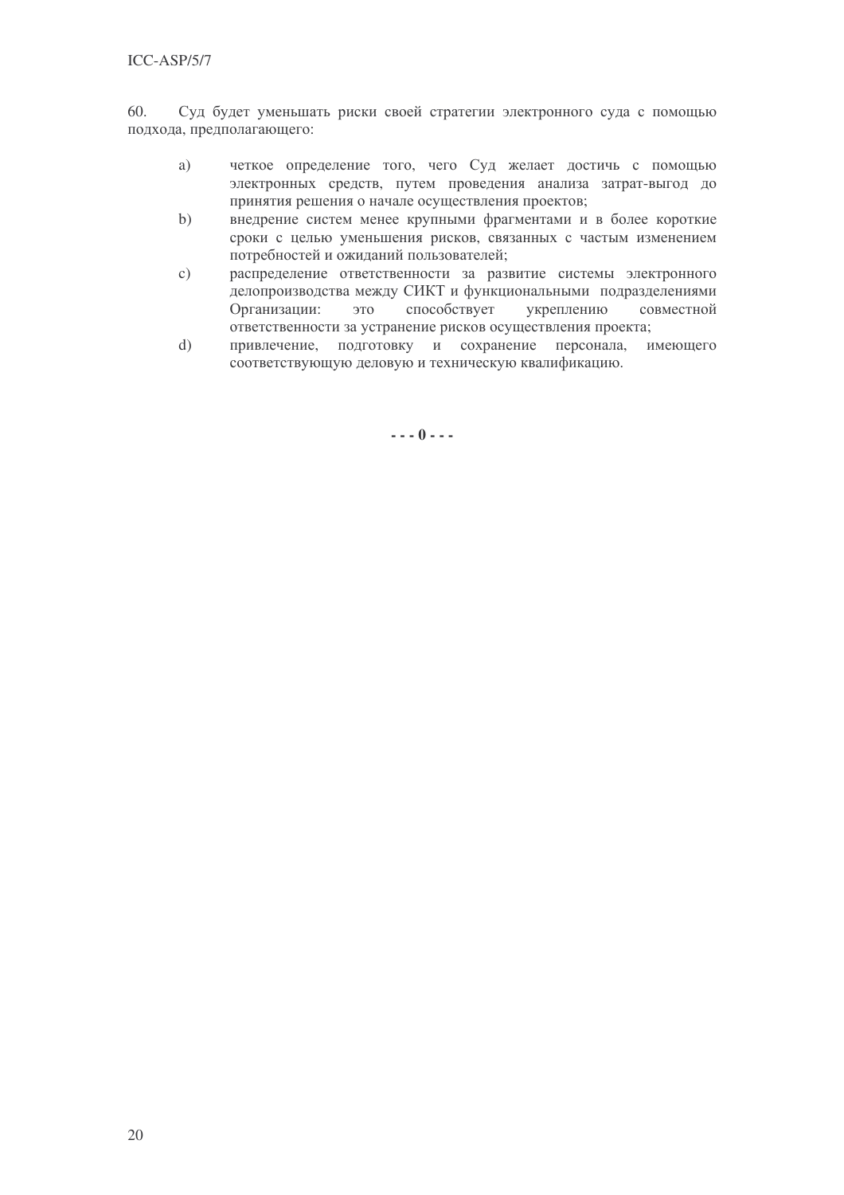60. Суд будет уменьшать риски своей стратегии электронного суда с помощью подхода, предполагающего:

a) четкое определение того, чего Суд желает достичь с помощью электронных средств, путем проведения анализа затрат-выгод до принятия решения о начале осуществления проектов;

b) внедрение систем менее крупными фрагментами и в более короткие сроки с целью уменьшения рисков, связанных с частым изменением потребностей и ожиданий пользователей;

c) распределение ответственности за развитие системы электронного делопроизводства между СИКТ и функциональными подразделениями Организации: это способствует укреплению совместной ответственности за устранение рисков осуществления проекта;

d) привлечение, подготовку и сохранение персонала, имеющего соответствующую деловую и техническую квалификацию.

--- 0 ---